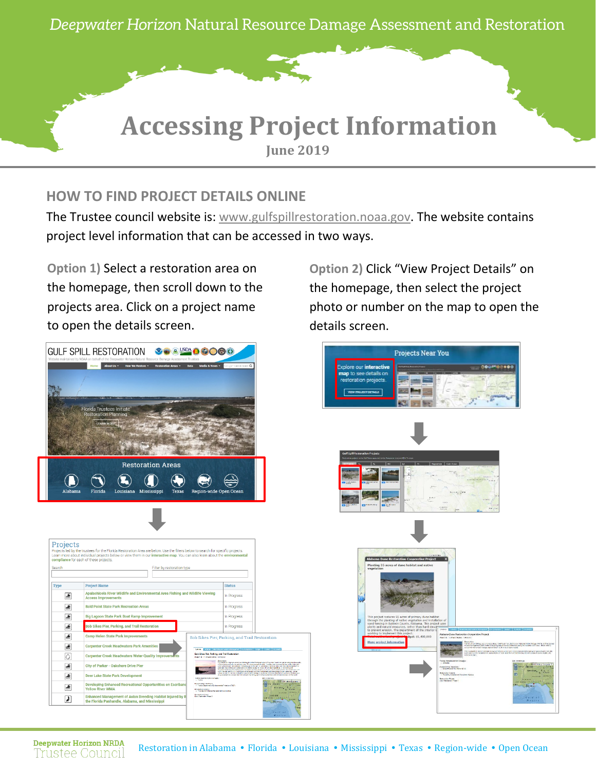*Deepwater Horizon* Natural Resource Damage Assessment and Restoration

# Accessing Project Information

June 2019

## HOW TO FIND PROJECT DETAILS ONLINE

The Trustee council website is: www.gulfspillrestoration.noaa.gov. The website contains project level information that can be accessed in two ways.

**Option 1)** Select a restoration area on the homepage, then scroll down to the projects area. Click on a project name to open the details screen.

**Option 2)** Click "View Project Details" on the homepage, then select the project photo or number on the map to open the details screen.

Deepwater Horizon NRDA Trustee Council

Restoration in Alabama • Florida • Louisiana • Mississippi • Texas • Region-wide • Open Ocean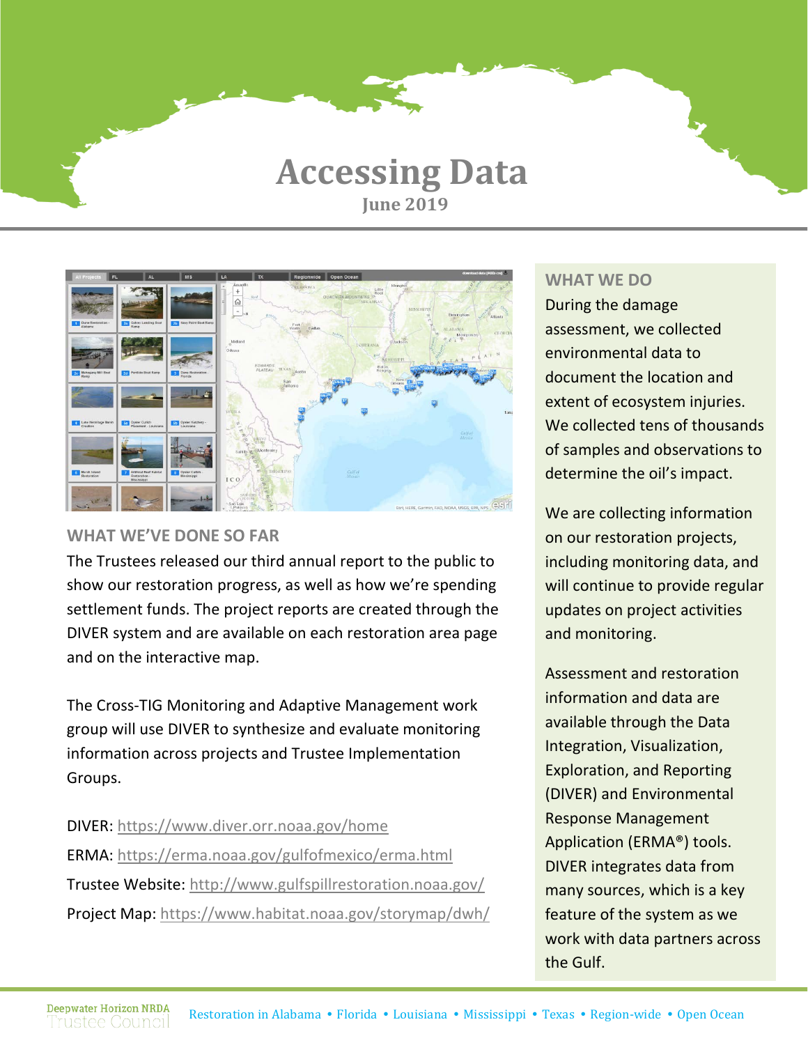# Accessing Data

June 2019

## WHAT WE'VE DONE SO FAR

The Trustees released our third annual report to the public to show our restoration progress, as well as how we're spending settlement funds. The project reports are created through the DIVER system and are available on each restoration area page and on the interactive map.

The Cross-TIG Monitoring and Adaptive Management work group will use DIVER to synthesize and evaluate monitoring information across projects and Trustee Implementation Groups.

DIVER: https://www.diver.orr.noaa.gov/home

ERMA: https://erma.noaa.gov/gulfofmexico/erma.html

Trustee Website: http://www.gulfspillrestoration.noaa.gov/

Project Map: https://www.habitat.noaa.gov/storymap/dwh/

## WHAT WE DO

During the damage assessment, we collected environmental data to document the location and extent of ecosystem injuries. We collected tens of thousands of samples and observations to determine the oil's impact.

We are collecting information on our restoration projects, including monitoring data, and will continue to provide regular updates on project activities and monitoring.

Assessment and restoration information and data are available through the Data Integration, Visualization, Exploration, and Reporting (DIVER) and Environmental Response Management Application (ERMA®) tools. DIVER integrates data from many sources, which is a key feature of the system as we work with data partners across the Gulf.

Deepwater Horizon NRDA Trustee Council

Restoration in Alabama • Florida • Louisiana • Mississippi • Texas • Region-wide • Open Ocean